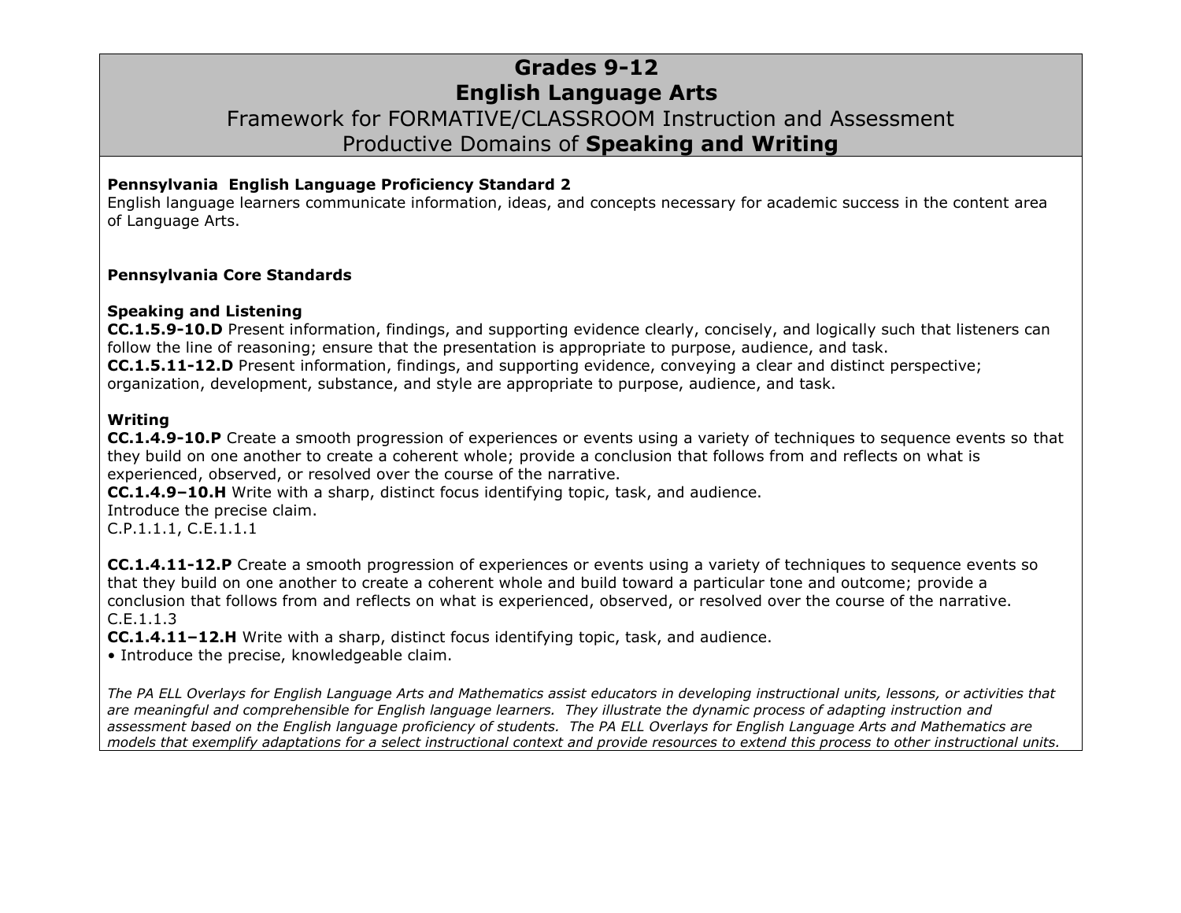# Grades 9-12
# English Language Arts
## Framework for FORMATIVE/CLASSROOM Instruction and Assessment
## Productive Domains of **Speaking and Writing**

**Pennsylvania English Language Proficiency Standard 2**
English language learners communicate information, ideas, and concepts necessary for academic success in the content area of Language Arts.

**Pennsylvania Core Standards**

**Speaking and Listening**
**CC.1.5.9-10.D** Present information, findings, and supporting evidence clearly, concisely, and logically such that listeners can follow the line of reasoning; ensure that the presentation is appropriate to purpose, audience, and task.
**CC.1.5.11-12.D** Present information, findings, and supporting evidence, conveying a clear and distinct perspective; organization, development, substance, and style are appropriate to purpose, audience, and task.

**Writing**
**CC.1.4.9-10.P** Create a smooth progression of experiences or events using a variety of techniques to sequence events so that they build on one another to create a coherent whole; provide a conclusion that follows from and reflects on what is experienced, observed, or resolved over the course of the narrative.
**CC.1.4.9–10.H** Write with a sharp, distinct focus identifying topic, task, and audience.
Introduce the precise claim.
C.P.1.1.1, C.E.1.1.1

**CC.1.4.11-12.P** Create a smooth progression of experiences or events using a variety of techniques to sequence events so that they build on one another to create a coherent whole and build toward a particular tone and outcome; provide a conclusion that follows from and reflects on what is experienced, observed, or resolved over the course of the narrative.
C.E.1.1.3
**CC.1.4.11–12.H** Write with a sharp, distinct focus identifying topic, task, and audience.
• Introduce the precise, knowledgeable claim.

*The PA ELL Overlays for English Language Arts and Mathematics assist educators in developing instructional units, lessons, or activities that are meaningful and comprehensible for English language learners. They illustrate the dynamic process of adapting instruction and assessment based on the English language proficiency of students. The PA ELL Overlays for English Language Arts and Mathematics are models that exemplify adaptations for a select instructional context and provide resources to extend this process to other instructional units.*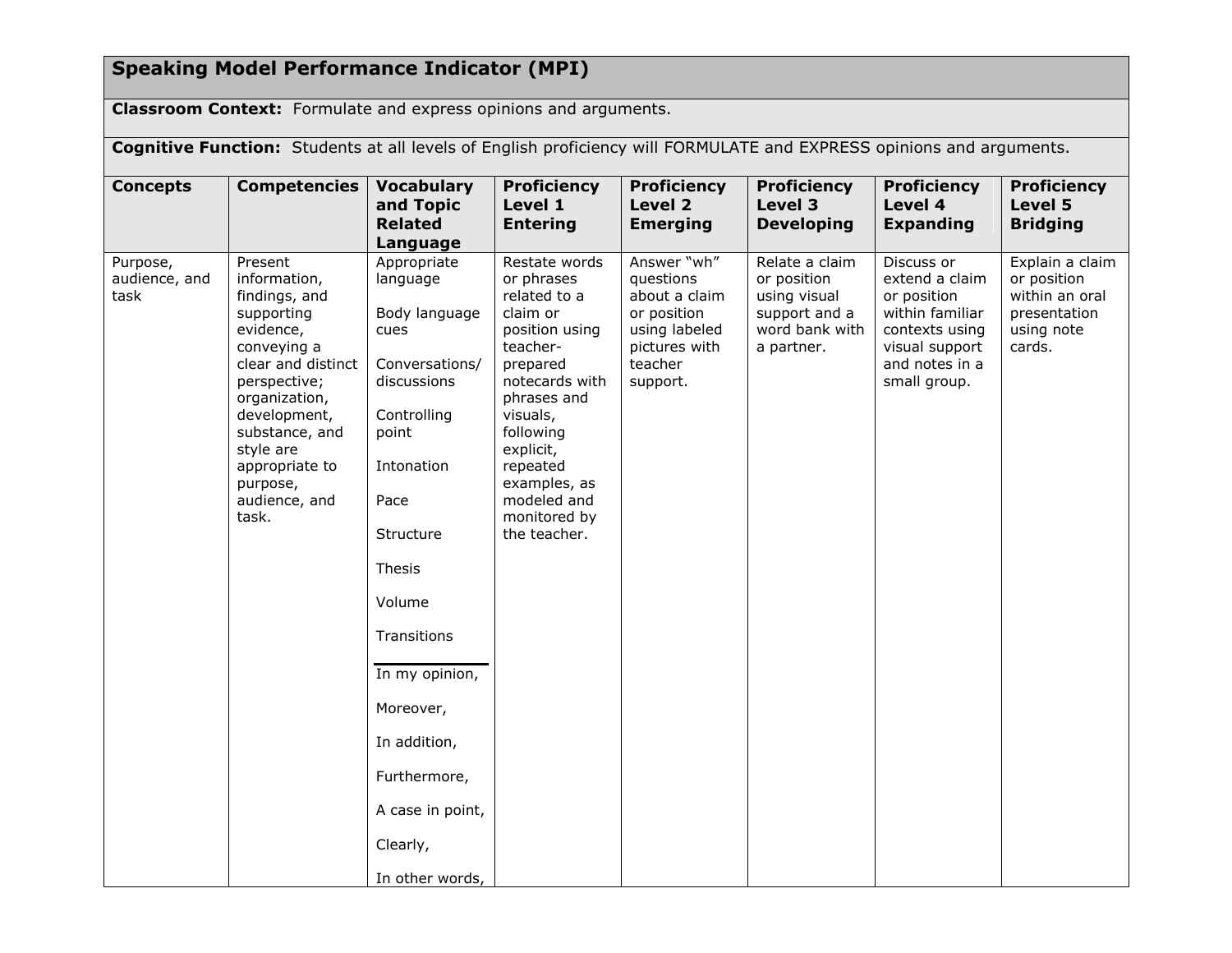| **Speaking Model Performance Indicator (MPI)** | | | | | | | |
|---|---|---|---|---|---|---|---|
| **Classroom Context:** Formulate and express opinions and arguments. | | | | | | | |
| **Cognitive Function:** Students at all levels of English proficiency will FORMULATE and EXPRESS opinions and arguments. | | | | | | | |
| **Concepts** | **Competencies** | **Vocabulary and Topic Related Language** | **Proficiency Level 1 Entering** | **Proficiency Level 2 Emerging** | **Proficiency Level 3 Developing** | **Proficiency Level 4 Expanding** | **Proficiency Level 5 Bridging** |
| Purpose, audience, and task | Present information, findings, and supporting evidence, conveying a clear and distinct perspective; organization, development, substance, and style are appropriate to purpose, audience, and task. | Appropriate language<br><br>Body language cues<br><br>Conversations/ discussions<br><br>Controlling point<br><br>Intonation<br><br>Pace<br><br>Structure<br><br>Thesis<br><br>Volume<br><br>Transitions<br><br>---<br><br>In my opinion,<br><br>Moreover,<br><br>In addition,<br><br>Furthermore,<br><br>A case in point,<br><br>Clearly,<br><br>In other words, | Restate words or phrases related to a claim or position using teacher-prepared notecards with phrases and visuals, following explicit, repeated examples, as modeled and monitored by the teacher. | Answer "wh" questions about a claim or position using labeled pictures with teacher support. | Relate a claim or position using visual support and a word bank with a partner. | Discuss or extend a claim or position within familiar contexts using visual support and notes in a small group. | Explain a claim or position within an oral presentation using note cards. |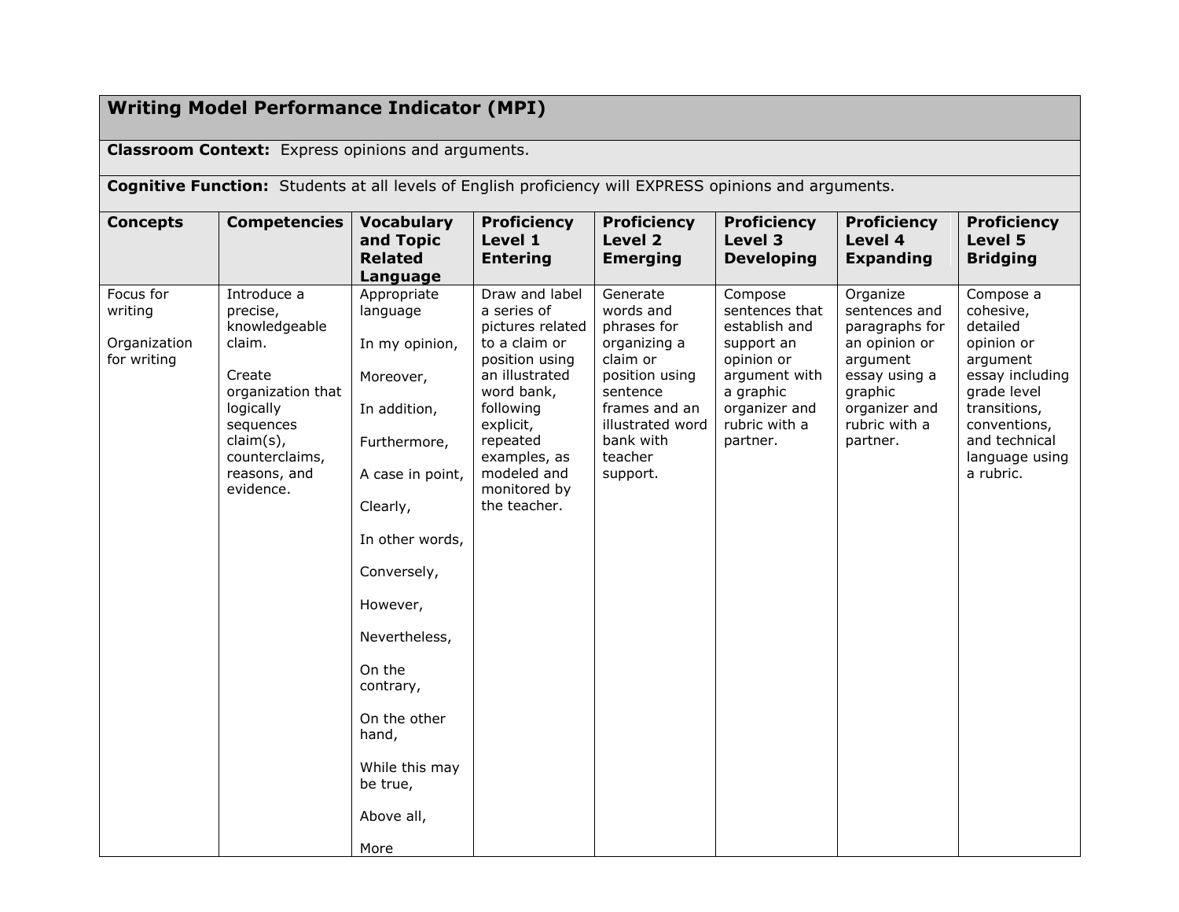## Writing Model Performance Indicator (MPI)

**Classroom Context:** Express opinions and arguments.

**Cognitive Function:** Students at all levels of English proficiency will EXPRESS opinions and arguments.

| Concepts | Competencies | Vocabulary and Topic Related Language | Proficiency Level 1 Entering | Proficiency Level 2 Emerging | Proficiency Level 3 Developing | Proficiency Level 4 Expanding | Proficiency Level 5 Bridging |
|---|---|---|---|---|---|---|---|
| Focus for writing<br><br>Organization for writing | Introduce a precise, knowledgeable claim.<br><br>Create organization that logically sequences claim(s), counterclaims, reasons, and evidence. | Appropriate language<br><br>In my opinion,<br><br>Moreover,<br><br>In addition,<br><br>Furthermore,<br><br>A case in point,<br><br>Clearly,<br><br>In other words,<br><br>Conversely,<br><br>However,<br><br>Nevertheless,<br><br>On the contrary,<br><br>On the other hand,<br><br>While this may be true,<br><br>Above all,<br><br>More | Draw and label a series of pictures related to a claim or position using an illustrated word bank, following explicit, repeated examples, as modeled and monitored by the teacher. | Generate words and phrases for organizing a claim or position using sentence frames and an illustrated word bank with teacher support. | Compose sentences that establish and support an opinion or argument with a graphic organizer and rubric with a partner. | Organize sentences and paragraphs for an opinion or argument essay using a graphic organizer and rubric with a partner. | Compose a cohesive, detailed opinion or argument essay including grade level transitions, conventions, and technical language using a rubric. |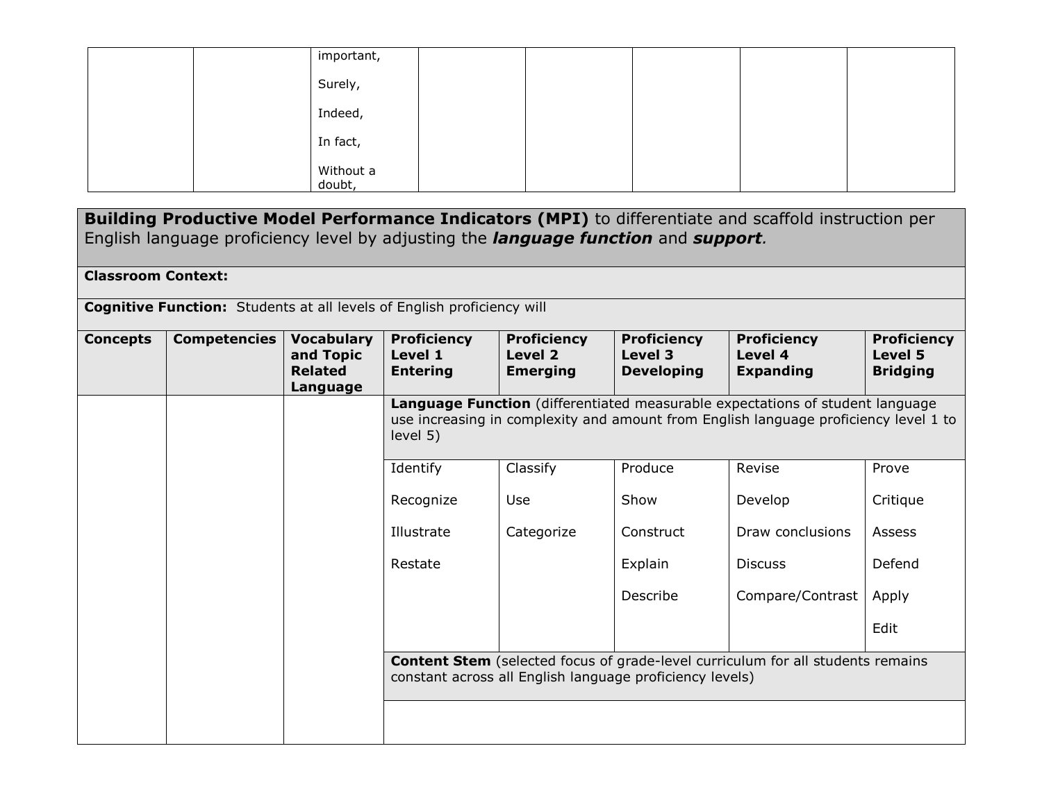| | | important,<br><br>Surely,<br><br>Indeed,<br><br>In fact,<br><br>Without a doubt, | | | | | |
|---|---|---|---|---|---|---|---|

| **Building Productive Model Performance Indicators (MPI)** to differentiate and scaffold instruction per English language proficiency level by adjusting the ***language function*** and ***support****.* | | | | | | | |
|---|---|---|---|---|---|---|---|
| **Classroom Context:** | | | | | | | |
| **Cognitive Function:** Students at all levels of English proficiency will | | | | | | | |
| **Concepts** | **Competencies** | **Vocabulary and Topic Related Language** | **Proficiency Level 1 Entering** | **Proficiency Level 2 Emerging** | **Proficiency Level 3 Developing** | **Proficiency Level 4 Expanding** | **Proficiency Level 5 Bridging** |
| | | | **Language Function** (differentiated measurable expectations of student language use increasing in complexity and amount from English language proficiency level 1 to level 5) | | | | |
| | | | Identify<br><br>Recognize<br><br>Illustrate<br><br>Restate | Classify<br><br>Use<br><br>Categorize | Produce<br><br>Show<br><br>Construct<br><br>Explain<br><br>Describe | Revise<br><br>Develop<br><br>Draw conclusions<br><br>Discuss<br><br>Compare/Contrast | Prove<br><br>Critique<br><br>Assess<br><br>Defend<br><br>Apply<br><br>Edit |
| | | | **Content Stem** (selected focus of grade-level curriculum for all students remains constant across all English language proficiency levels) | | | | |
| | | | | | | | |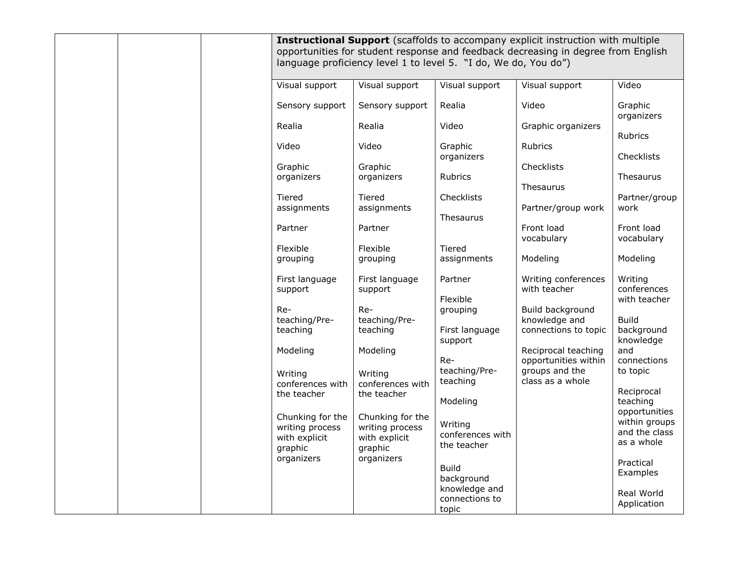| | | | Instructional Support (scaffolds to accompany explicit instruction with multiple opportunities for student response and feedback decreasing in degree from English language proficiency level 1 to level 5. "I do, We do, You do") | | | | |
|---|---|---|---|---|---|---|---|
| | | | Visual support<br><br>Sensory support<br><br>Realia<br><br>Video<br><br>Graphic organizers<br><br>Tiered assignments<br><br>Partner<br><br>Flexible grouping<br><br>First language support<br><br>Re-teaching/Pre-teaching<br><br>Modeling<br><br>Writing conferences with the teacher<br><br>Chunking for the writing process with explicit graphic organizers | Visual support<br><br>Sensory support<br><br>Realia<br><br>Video<br><br>Graphic organizers<br><br>Tiered assignments<br><br>Partner<br><br>Flexible grouping<br><br>First language support<br><br>Re-teaching/Pre-teaching<br><br>Modeling<br><br>Writing conferences with the teacher<br><br>Chunking for the writing process with explicit graphic organizers | Visual support<br><br>Realia<br><br>Video<br><br>Graphic organizers<br><br>Rubrics<br><br>Checklists<br><br>Thesaurus<br><br>Tiered assignments<br><br>Partner<br><br>Flexible grouping<br><br>First language support<br><br>Re-teaching/Pre-teaching<br><br>Modeling<br><br>Writing conferences with the teacher<br><br>Build background knowledge and connections to topic | Visual support<br><br>Video<br><br>Graphic organizers<br><br>Rubrics<br><br>Checklists<br><br>Thesaurus<br><br>Partner/group work<br><br>Front load vocabulary<br><br>Modeling<br><br>Writing conferences with teacher<br><br>Build background knowledge and connections to topic<br><br>Reciprocal teaching opportunities within groups and the class as a whole | Video<br><br>Graphic organizers<br><br>Rubrics<br><br>Checklists<br><br>Thesaurus<br><br>Partner/group work<br><br>Front load vocabulary<br><br>Modeling<br><br>Writing conferences with teacher<br><br>Build background knowledge and connections to topic<br><br>Reciprocal teaching opportunities within groups and the class as a whole<br><br>Practical Examples<br><br>Real World Application |